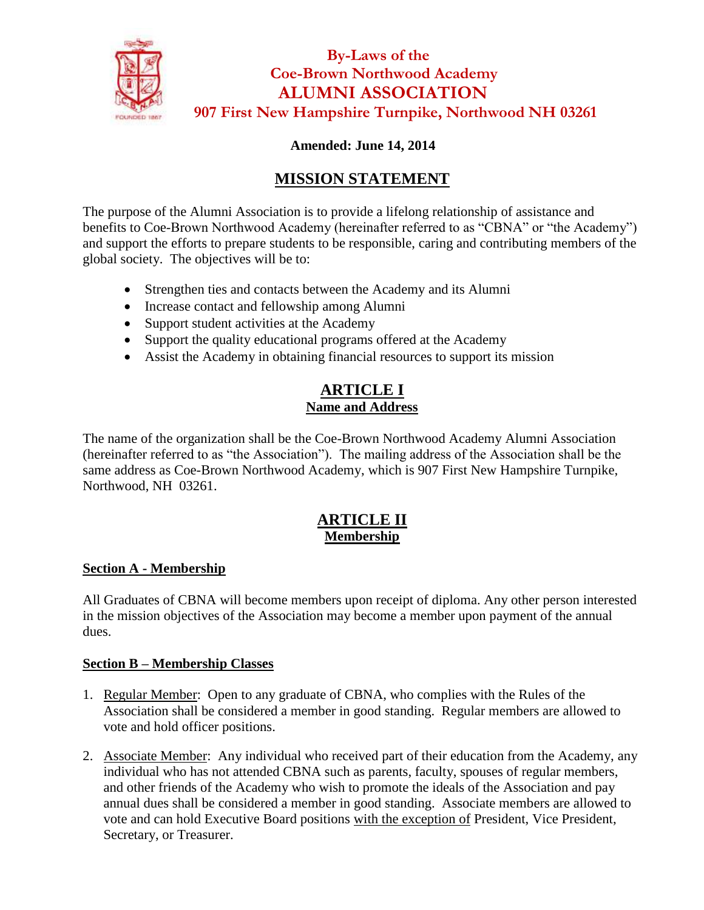# By-Laws of the Coe-Brown Northwood Academy ALUMNI ASSOCIATION

**907 First New Hampshire Turnpike, Northwood NH 03261**

**Amended: June 14, 2014**

## MISSION STATEMENT

The purpose of the Alumni Association is to provide a lifelong relationship of assistance and benefits to Coe-Brown Northwood Academy (hereinafter referred to as "CBNA" or "the Academy") and support the efforts to prepare students to be responsible, caring and contributing members of the global society. The objectives will be to:

- Strengthen ties and contacts between the Academy and its Alumni
- Increase contact and fellowship among Alumni
- Support student activities at the Academy
- Support the quality educational programs offered at the Academy
- Assist the Academy in obtaining financial resources to support its mission

## ARTICLE I
### Name and Address

The name of the organization shall be the Coe-Brown Northwood Academy Alumni Association (hereinafter referred to as "the Association"). The mailing address of the Association shall be the same address as Coe-Brown Northwood Academy, which is 907 First New Hampshire Turnpike, Northwood, NH 03261.

## ARTICLE II
### Membership

**Section A - Membership**

All Graduates of CBNA will become members upon receipt of diploma. Any other person interested in the mission objectives of the Association may become a member upon payment of the annual dues.

**Section B – Membership Classes**

1. Regular Member: Open to any graduate of CBNA, who complies with the Rules of the Association shall be considered a member in good standing. Regular members are allowed to vote and hold officer positions.

2. Associate Member: Any individual who received part of their education from the Academy, any individual who has not attended CBNA such as parents, faculty, spouses of regular members, and other friends of the Academy who wish to promote the ideals of the Association and pay annual dues shall be considered a member in good standing. Associate members are allowed to vote and can hold Executive Board positions with the exception of President, Vice President, Secretary, or Treasurer.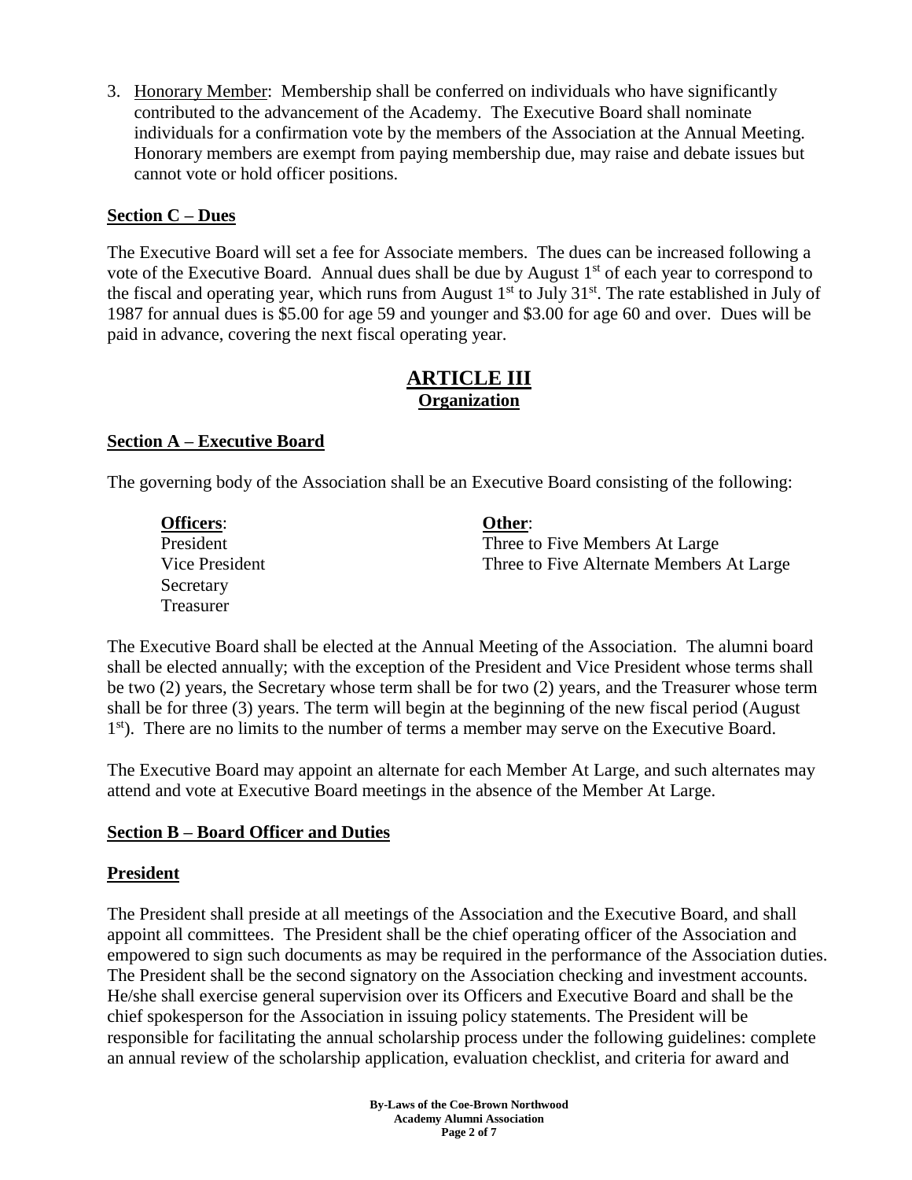3. Honorary Member: Membership shall be conferred on individuals who have significantly contributed to the advancement of the Academy. The Executive Board shall nominate individuals for a confirmation vote by the members of the Association at the Annual Meeting. Honorary members are exempt from paying membership due, may raise and debate issues but cannot vote or hold officer positions.

**Section C – Dues**

The Executive Board will set a fee for Associate members. The dues can be increased following a vote of the Executive Board. Annual dues shall be due by August 1st of each year to correspond to the fiscal and operating year, which runs from August 1st to July 31st. The rate established in July of 1987 for annual dues is $5.00 for age 59 and younger and $3.00 for age 60 and over. Dues will be paid in advance, covering the next fiscal operating year.

# ARTICLE III
## Organization

**Section A – Executive Board**

The governing body of the Association shall be an Executive Board consisting of the following:

| **Officers**: | **Other**: |
|---|---|
| President | Three to Five Members At Large |
| Vice President | Three to Five Alternate Members At Large |
| Secretary | |
| Treasurer | |

The Executive Board shall be elected at the Annual Meeting of the Association. The alumni board shall be elected annually; with the exception of the President and Vice President whose terms shall be two (2) years, the Secretary whose term shall be for two (2) years, and the Treasurer whose term shall be for three (3) years. The term will begin at the beginning of the new fiscal period (August 1st). There are no limits to the number of terms a member may serve on the Executive Board.

The Executive Board may appoint an alternate for each Member At Large, and such alternates may attend and vote at Executive Board meetings in the absence of the Member At Large.

**Section B – Board Officer and Duties**

**President**

The President shall preside at all meetings of the Association and the Executive Board, and shall appoint all committees. The President shall be the chief operating officer of the Association and empowered to sign such documents as may be required in the performance of the Association duties. The President shall be the second signatory on the Association checking and investment accounts. He/she shall exercise general supervision over its Officers and Executive Board and shall be the chief spokesperson for the Association in issuing policy statements. The President will be responsible for facilitating the annual scholarship process under the following guidelines: complete an annual review of the scholarship application, evaluation checklist, and criteria for award and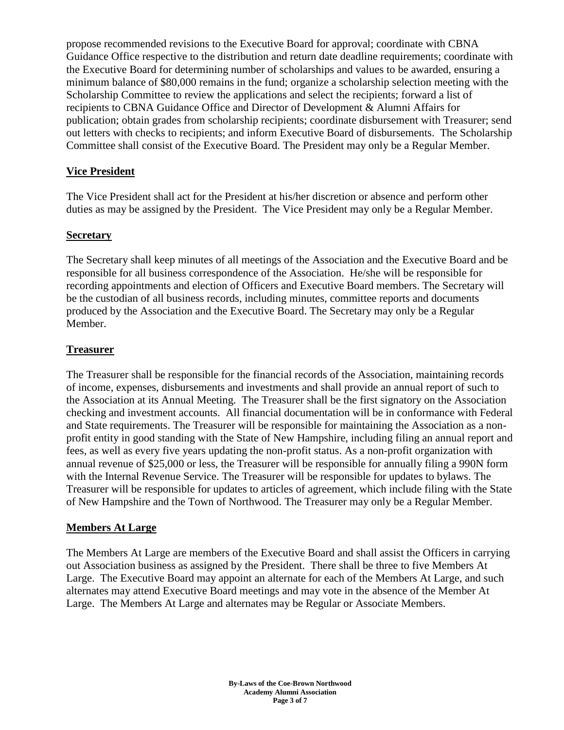propose recommended revisions to the Executive Board for approval; coordinate with CBNA Guidance Office respective to the distribution and return date deadline requirements; coordinate with the Executive Board for determining number of scholarships and values to be awarded, ensuring a minimum balance of $80,000 remains in the fund; organize a scholarship selection meeting with the Scholarship Committee to review the applications and select the recipients; forward a list of recipients to CBNA Guidance Office and Director of Development & Alumni Affairs for publication; obtain grades from scholarship recipients; coordinate disbursement with Treasurer; send out letters with checks to recipients; and inform Executive Board of disbursements. The Scholarship Committee shall consist of the Executive Board. The President may only be a Regular Member.

**Vice President**

The Vice President shall act for the President at his/her discretion or absence and perform other duties as may be assigned by the President. The Vice President may only be a Regular Member.

**Secretary**

The Secretary shall keep minutes of all meetings of the Association and the Executive Board and be responsible for all business correspondence of the Association. He/she will be responsible for recording appointments and election of Officers and Executive Board members. The Secretary will be the custodian of all business records, including minutes, committee reports and documents produced by the Association and the Executive Board. The Secretary may only be a Regular Member.

**Treasurer**

The Treasurer shall be responsible for the financial records of the Association, maintaining records of income, expenses, disbursements and investments and shall provide an annual report of such to the Association at its Annual Meeting. The Treasurer shall be the first signatory on the Association checking and investment accounts. All financial documentation will be in conformance with Federal and State requirements. The Treasurer will be responsible for maintaining the Association as a non-profit entity in good standing with the State of New Hampshire, including filing an annual report and fees, as well as every five years updating the non-profit status. As a non-profit organization with annual revenue of $25,000 or less, the Treasurer will be responsible for annually filing a 990N form with the Internal Revenue Service. The Treasurer will be responsible for updates to bylaws. The Treasurer will be responsible for updates to articles of agreement, which include filing with the State of New Hampshire and the Town of Northwood. The Treasurer may only be a Regular Member.

**Members At Large**

The Members At Large are members of the Executive Board and shall assist the Officers in carrying out Association business as assigned by the President. There shall be three to five Members At Large. The Executive Board may appoint an alternate for each of the Members At Large, and such alternates may attend Executive Board meetings and may vote in the absence of the Member At Large. The Members At Large and alternates may be Regular or Associate Members.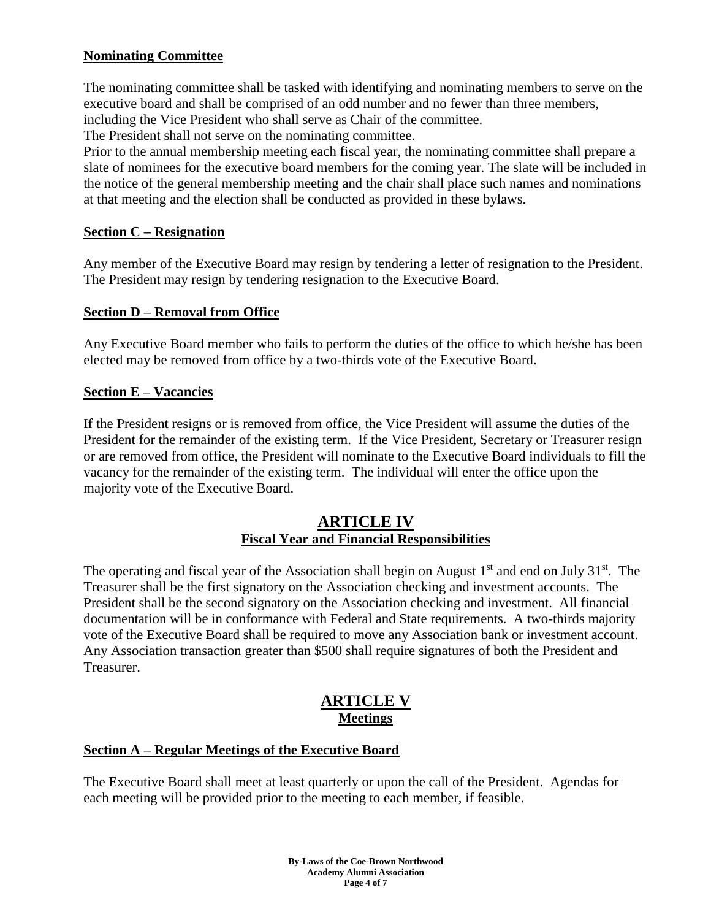**Nominating Committee**

The nominating committee shall be tasked with identifying and nominating members to serve on the executive board and shall be comprised of an odd number and no fewer than three members, including the Vice President who shall serve as Chair of the committee.
The President shall not serve on the nominating committee.
Prior to the annual membership meeting each fiscal year, the nominating committee shall prepare a slate of nominees for the executive board members for the coming year. The slate will be included in the notice of the general membership meeting and the chair shall place such names and nominations at that meeting and the election shall be conducted as provided in these bylaws.

**Section C – Resignation**

Any member of the Executive Board may resign by tendering a letter of resignation to the President. The President may resign by tendering resignation to the Executive Board.

**Section D – Removal from Office**

Any Executive Board member who fails to perform the duties of the office to which he/she has been elected may be removed from office by a two-thirds vote of the Executive Board.

**Section E – Vacancies**

If the President resigns or is removed from office, the Vice President will assume the duties of the President for the remainder of the existing term. If the Vice President, Secretary or Treasurer resign or are removed from office, the President will nominate to the Executive Board individuals to fill the vacancy for the remainder of the existing term. The individual will enter the office upon the majority vote of the Executive Board.

## ARTICLE IV
### Fiscal Year and Financial Responsibilities

The operating and fiscal year of the Association shall begin on August 1st and end on July 31st. The Treasurer shall be the first signatory on the Association checking and investment accounts. The President shall be the second signatory on the Association checking and investment. All financial documentation will be in conformance with Federal and State requirements. A two-thirds majority vote of the Executive Board shall be required to move any Association bank or investment account. Any Association transaction greater than $500 shall require signatures of both the President and Treasurer.

## ARTICLE V
### Meetings

**Section A – Regular Meetings of the Executive Board**

The Executive Board shall meet at least quarterly or upon the call of the President. Agendas for each meeting will be provided prior to the meeting to each member, if feasible.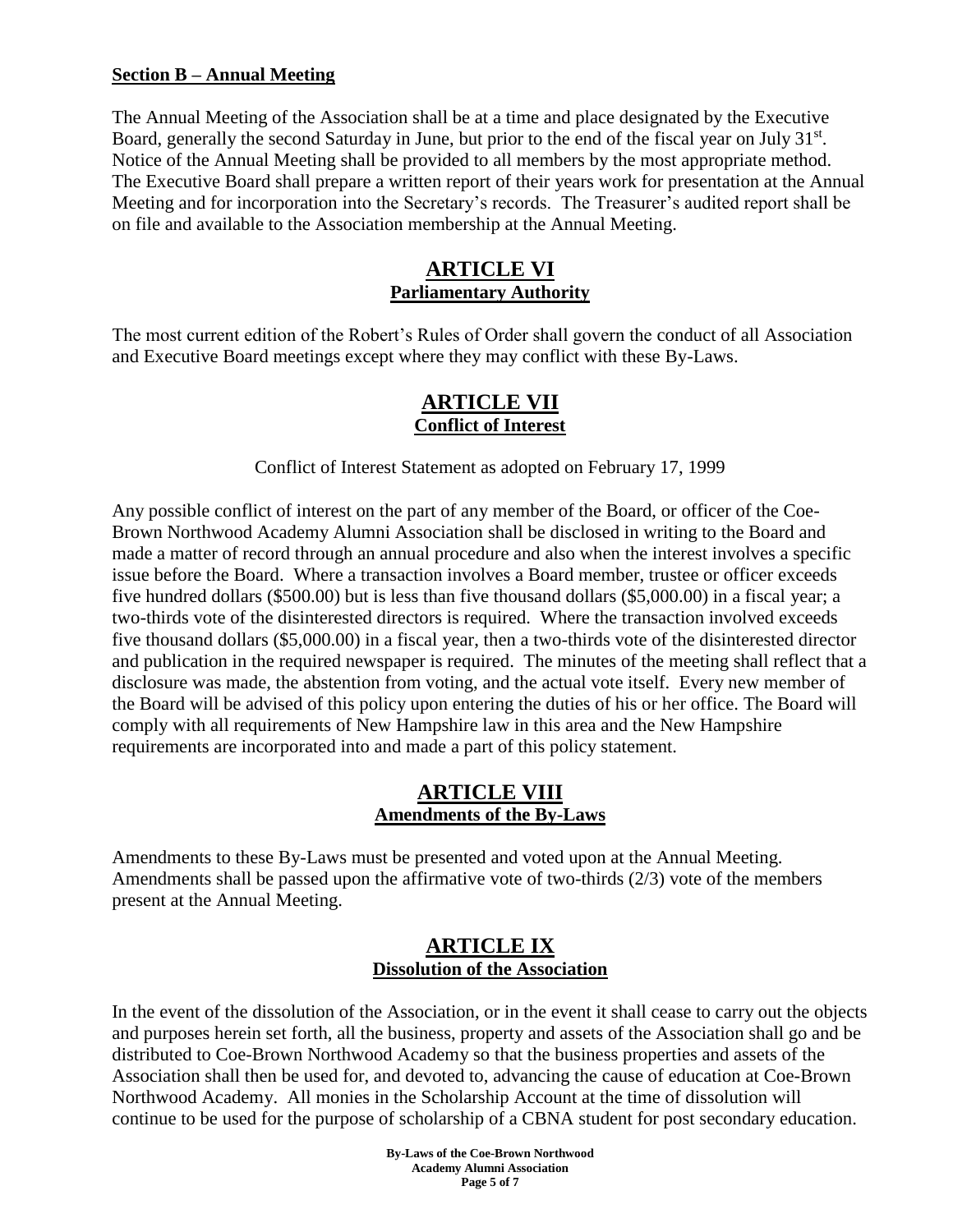**Section B – Annual Meeting**

The Annual Meeting of the Association shall be at a time and place designated by the Executive Board, generally the second Saturday in June, but prior to the end of the fiscal year on July 31st. Notice of the Annual Meeting shall be provided to all members by the most appropriate method. The Executive Board shall prepare a written report of their years work for presentation at the Annual Meeting and for incorporation into the Secretary's records. The Treasurer's audited report shall be on file and available to the Association membership at the Annual Meeting.

## ARTICLE VI
### Parliamentary Authority

The most current edition of the Robert's Rules of Order shall govern the conduct of all Association and Executive Board meetings except where they may conflict with these By-Laws.

## ARTICLE VII
### Conflict of Interest

Conflict of Interest Statement as adopted on February 17, 1999

Any possible conflict of interest on the part of any member of the Board, or officer of the Coe-Brown Northwood Academy Alumni Association shall be disclosed in writing to the Board and made a matter of record through an annual procedure and also when the interest involves a specific issue before the Board. Where a transaction involves a Board member, trustee or officer exceeds five hundred dollars ($500.00) but is less than five thousand dollars ($5,000.00) in a fiscal year; a two-thirds vote of the disinterested directors is required. Where the transaction involved exceeds five thousand dollars ($5,000.00) in a fiscal year, then a two-thirds vote of the disinterested director and publication in the required newspaper is required. The minutes of the meeting shall reflect that a disclosure was made, the abstention from voting, and the actual vote itself. Every new member of the Board will be advised of this policy upon entering the duties of his or her office. The Board will comply with all requirements of New Hampshire law in this area and the New Hampshire requirements are incorporated into and made a part of this policy statement.

## ARTICLE VIII
### Amendments of the By-Laws

Amendments to these By-Laws must be presented and voted upon at the Annual Meeting. Amendments shall be passed upon the affirmative vote of two-thirds (2/3) vote of the members present at the Annual Meeting.

## ARTICLE IX
### Dissolution of the Association

In the event of the dissolution of the Association, or in the event it shall cease to carry out the objects and purposes herein set forth, all the business, property and assets of the Association shall go and be distributed to Coe-Brown Northwood Academy so that the business properties and assets of the Association shall then be used for, and devoted to, advancing the cause of education at Coe-Brown Northwood Academy. All monies in the Scholarship Account at the time of dissolution will continue to be used for the purpose of scholarship of a CBNA student for post secondary education.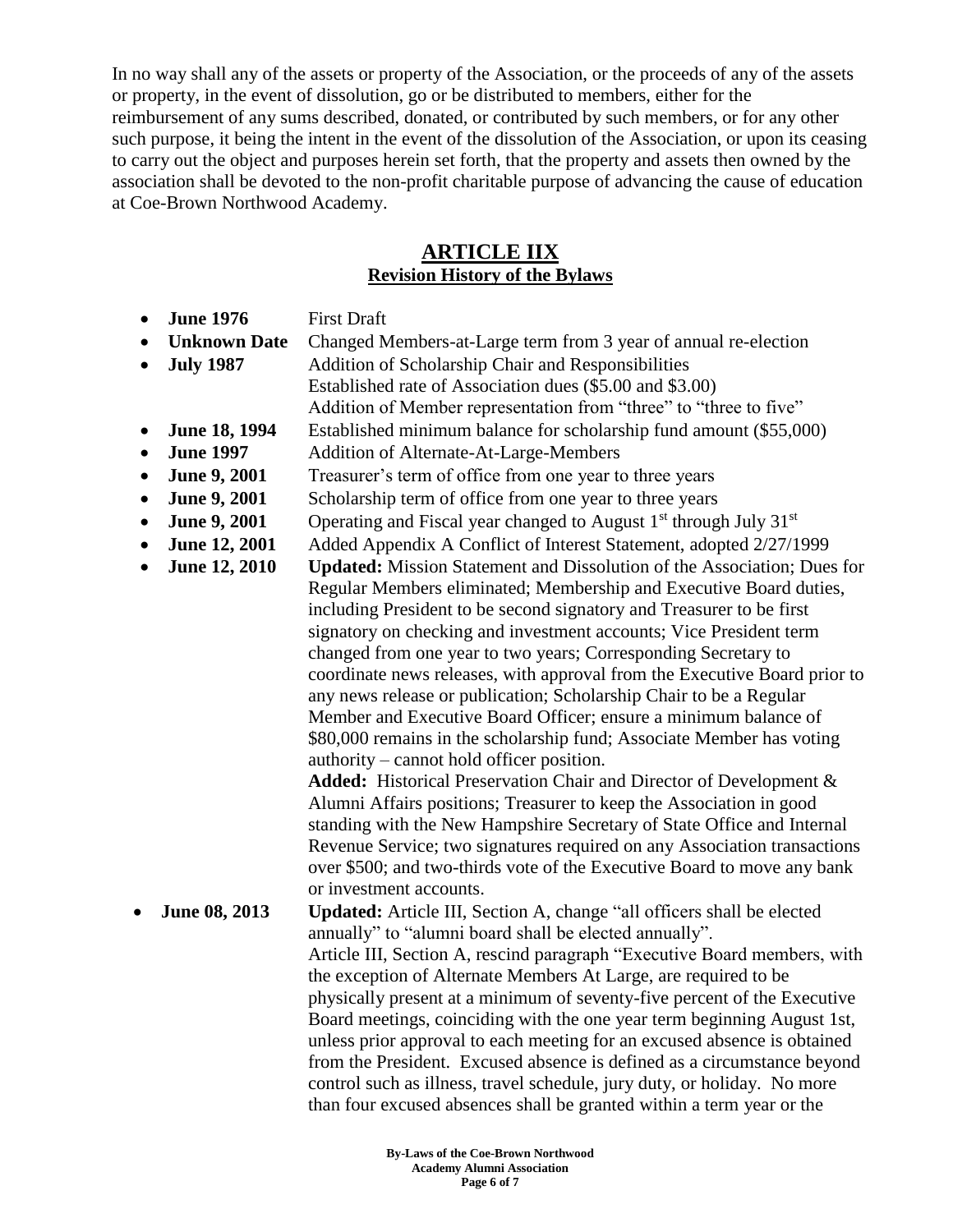In no way shall any of the assets or property of the Association, or the proceeds of any of the assets or property, in the event of dissolution, go or be distributed to members, either for the reimbursement of any sums described, donated, or contributed by such members, or for any other such purpose, it being the intent in the event of the dissolution of the Association, or upon its ceasing to carry out the object and purposes herein set forth, that the property and assets then owned by the association shall be devoted to the non-profit charitable purpose of advancing the cause of education at Coe-Brown Northwood Academy.

## ARTICLE IIX
### Revision History of the Bylaws

- **June 1976** First Draft
- **Unknown Date** Changed Members-at-Large term from 3 year of annual re-election
- **July 1987** Addition of Scholarship Chair and Responsibilities
  Established rate of Association dues ($5.00 and $3.00)
  Addition of Member representation from "three" to "three to five"
- **June 18, 1994** Established minimum balance for scholarship fund amount ($55,000)
- **June 1997** Addition of Alternate-At-Large-Members
- **June 9, 2001** Treasurer's term of office from one year to three years
- **June 9, 2001** Scholarship term of office from one year to three years
- **June 9, 2001** Operating and Fiscal year changed to August 1st through July 31st
- **June 12, 2001** Added Appendix A Conflict of Interest Statement, adopted 2/27/1999
- **June 12, 2010** **Updated:** Mission Statement and Dissolution of the Association; Dues for Regular Members eliminated; Membership and Executive Board duties, including President to be second signatory and Treasurer to be first signatory on checking and investment accounts; Vice President term changed from one year to two years; Corresponding Secretary to coordinate news releases, with approval from the Executive Board prior to any news release or publication; Scholarship Chair to be a Regular Member and Executive Board Officer; ensure a minimum balance of $80,000 remains in the scholarship fund; Associate Member has voting authority – cannot hold officer position.
  **Added:** Historical Preservation Chair and Director of Development & Alumni Affairs positions; Treasurer to keep the Association in good standing with the New Hampshire Secretary of State Office and Internal Revenue Service; two signatures required on any Association transactions over $500; and two-thirds vote of the Executive Board to move any bank or investment accounts.
- **June 08, 2013** **Updated:** Article III, Section A, change "all officers shall be elected annually" to "alumni board shall be elected annually".
  Article III, Section A, rescind paragraph "Executive Board members, with the exception of Alternate Members At Large, are required to be physically present at a minimum of seventy-five percent of the Executive Board meetings, coinciding with the one year term beginning August 1st, unless prior approval to each meeting for an excused absence is obtained from the President. Excused absence is defined as a circumstance beyond control such as illness, travel schedule, jury duty, or holiday. No more than four excused absences shall be granted within a term year or the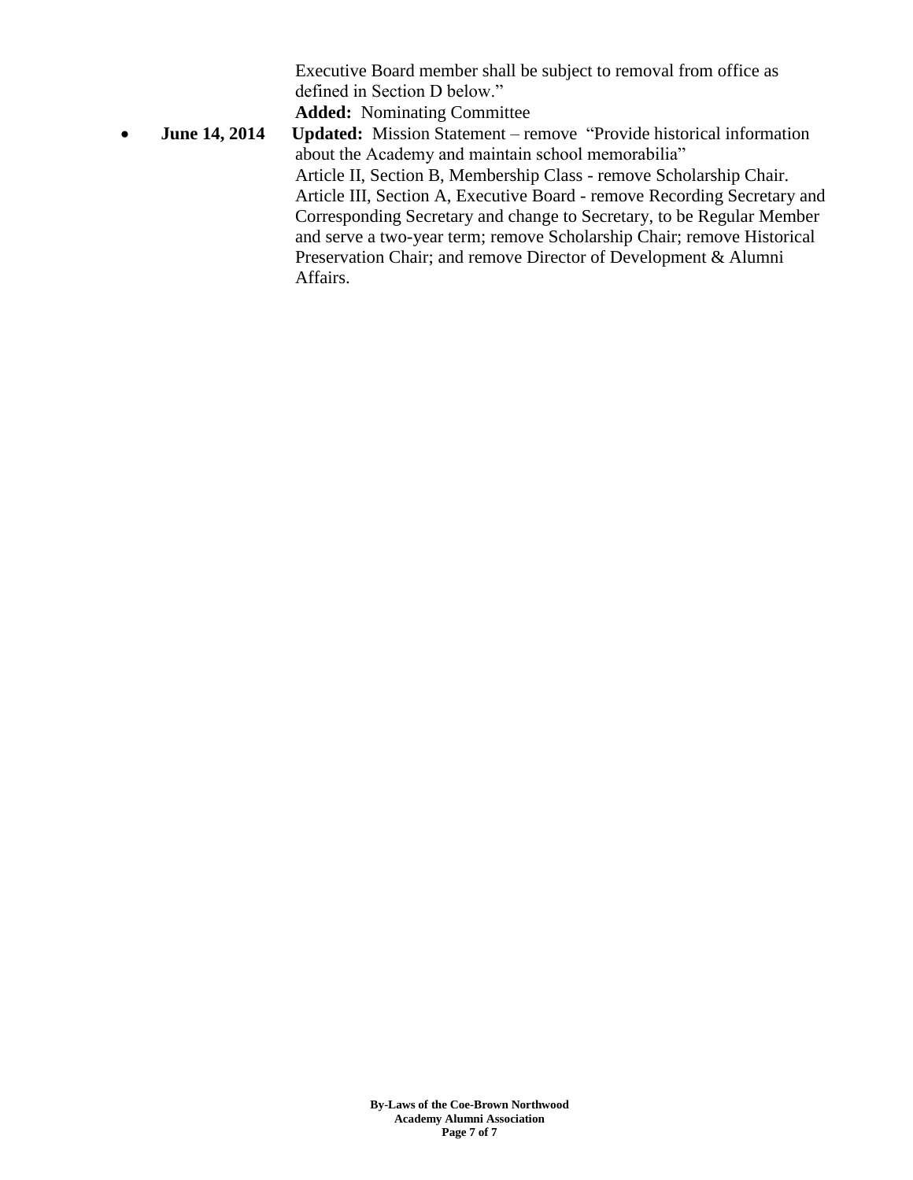Executive Board member shall be subject to removal from office as defined in Section D below."
**Added:** Nominating Committee

- **June 14, 2014** **Updated:** Mission Statement – remove "Provide historical information about the Academy and maintain school memorabilia"
Article II, Section B, Membership Class - remove Scholarship Chair.
Article III, Section A, Executive Board - remove Recording Secretary and Corresponding Secretary and change to Secretary, to be Regular Member and serve a two-year term; remove Scholarship Chair; remove Historical Preservation Chair; and remove Director of Development & Alumni Affairs.